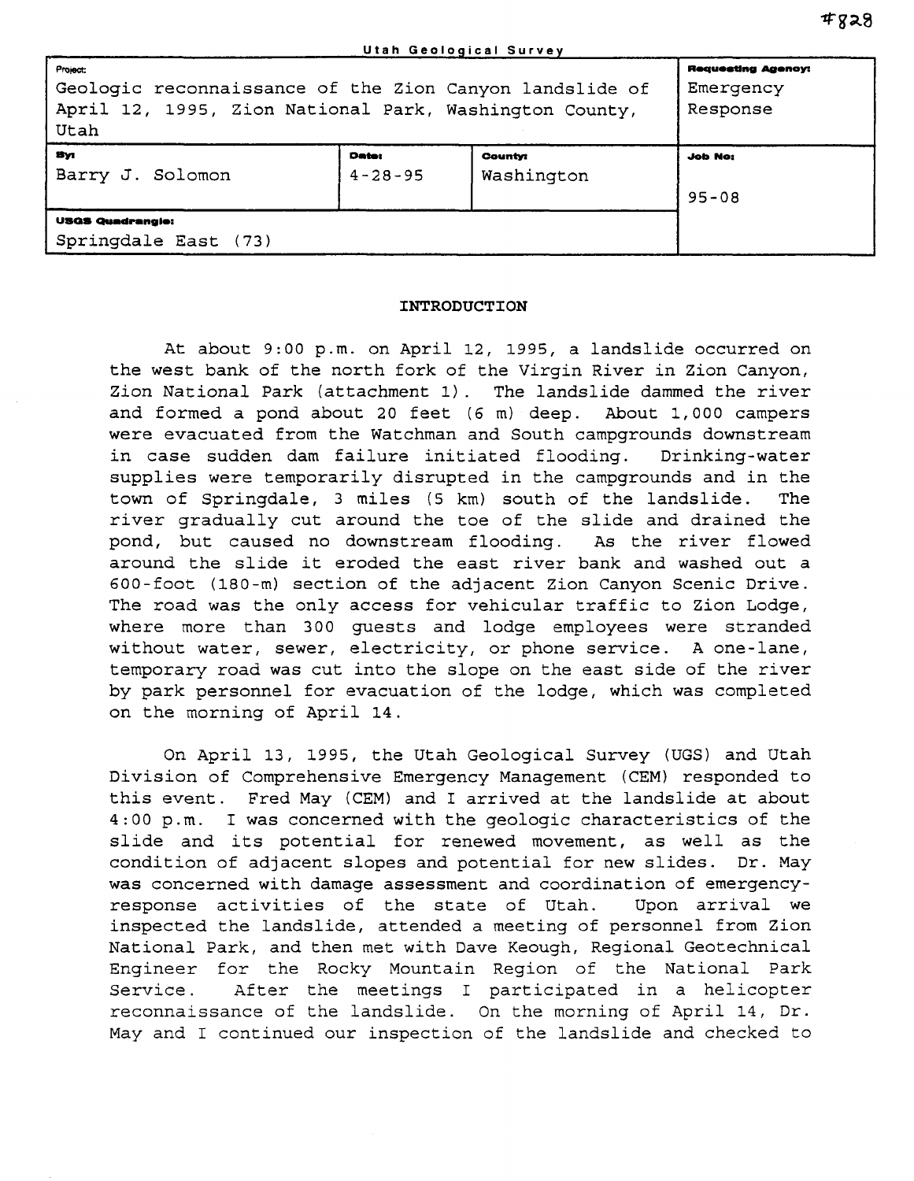#828

Utah Geological Survey

| Project: | | | Requesting Agency: |
|---|---|---|---|
| Geologic reconnaissance of the Zion Canyon landslide of April 12, 1995, Zion National Park, Washington County, Utah | | | Emergency Response |
| **By:** Barry J. Solomon | **Date:** 4-28-95 | **County:** Washington | **Job No:** 95-08 |
| **USGS Quadrangle:** Springdale East (73) | | | |

## INTRODUCTION

At about 9:00 p.m. on April 12, 1995, a landslide occurred on the west bank of the north fork of the Virgin River in Zion Canyon, Zion National Park (attachment 1). The landslide dammed the river and formed a pond about 20 feet (6 m) deep. About 1,000 campers were evacuated from the Watchman and South campgrounds downstream in case sudden dam failure initiated flooding. Drinking-water supplies were temporarily disrupted in the campgrounds and in the town of Springdale, 3 miles (5 km) south of the landslide. The river gradually cut around the toe of the slide and drained the pond, but caused no downstream flooding. As the river flowed around the slide it eroded the east river bank and washed out a 600-foot (180-m) section of the adjacent Zion Canyon Scenic Drive. The road was the only access for vehicular traffic to Zion Lodge, where more than 300 guests and lodge employees were stranded without water, sewer, electricity, or phone service. A one-lane, temporary road was cut into the slope on the east side of the river by park personnel for evacuation of the lodge, which was completed on the morning of April 14.

On April 13, 1995, the Utah Geological Survey (UGS) and Utah Division of Comprehensive Emergency Management (CEM) responded to this event. Fred May (CEM) and I arrived at the landslide at about 4:00 p.m. I was concerned with the geologic characteristics of the slide and its potential for renewed movement, as well as the condition of adjacent slopes and potential for new slides. Dr. May was concerned with damage assessment and coordination of emergency-response activities of the state of Utah. Upon arrival we inspected the landslide, attended a meeting of personnel from Zion National Park, and then met with Dave Keough, Regional Geotechnical Engineer for the Rocky Mountain Region of the National Park Service. After the meetings I participated in a helicopter reconnaissance of the landslide. On the morning of April 14, Dr. May and I continued our inspection of the landslide and checked to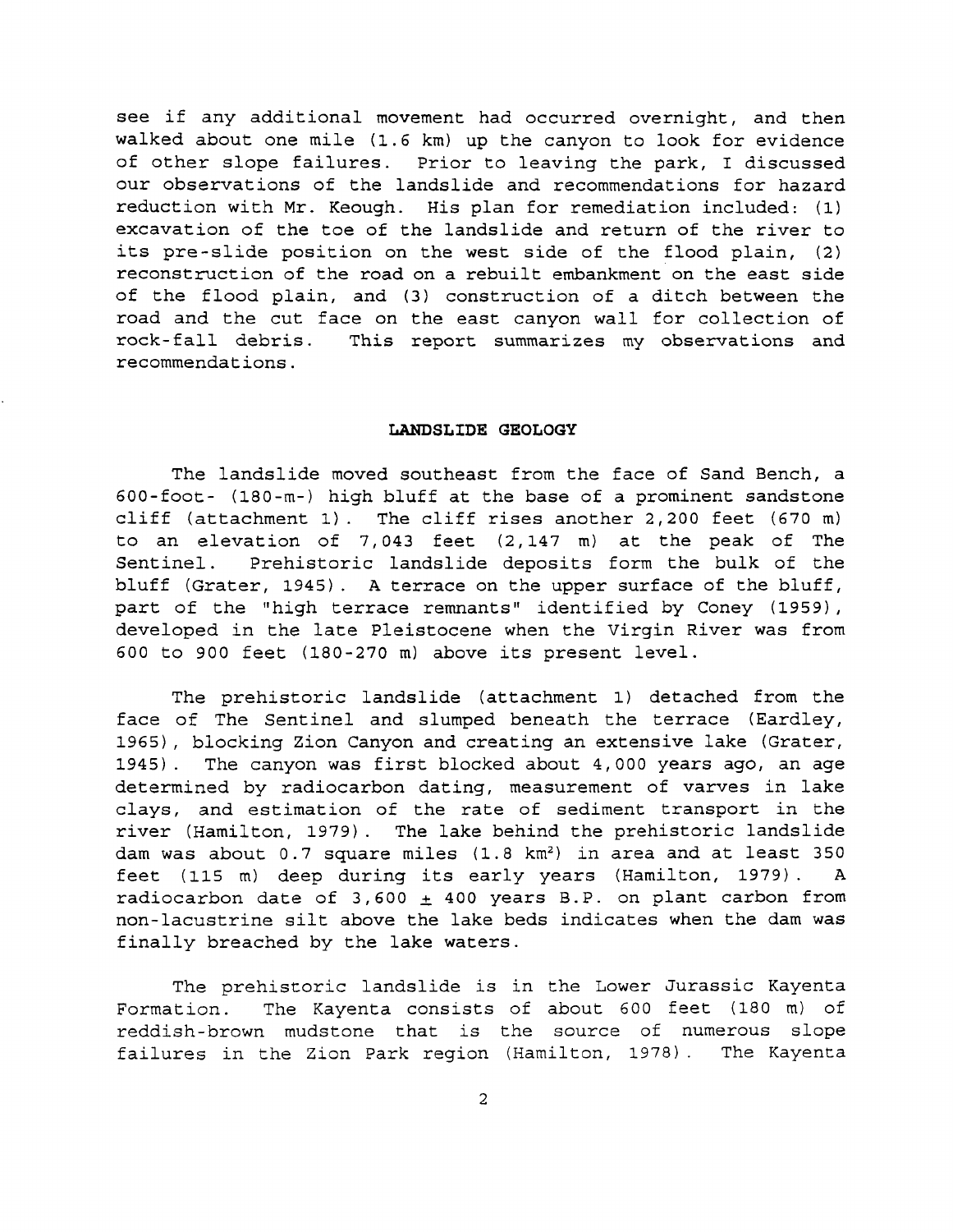see if any additional movement had occurred overnight, and then walked about one mile (1.6 km) up the canyon to look for evidence of other slope failures. Prior to leaving the park, I discussed our observations of the landslide and recommendations for hazard reduction with Mr. Keough. His plan for remediation included: (1) excavation of the toe of the landslide and return of the river to its pre-slide position on the west side of the flood plain, (2) reconstruction of the road on a rebuilt embankment on the east side of the flood plain, and (3) construction of a ditch between the road and the cut face on the east canyon wall for collection of rock-fall debris. This report summarizes my observations and recommendations.

## LANDSLIDE GEOLOGY

The landslide moved southeast from the face of Sand Bench, a 600-foot- (180-m-) high bluff at the base of a prominent sandstone cliff (attachment 1). The cliff rises another 2,200 feet (670 m) to an elevation of 7,043 feet (2,147 m) at the peak of The Sentinel. Prehistoric landslide deposits form the bulk of the bluff (Grater, 1945). A terrace on the upper surface of the bluff, part of the "high terrace remnants" identified by Coney (1959), developed in the late Pleistocene when the Virgin River was from 600 to 900 feet (180-270 m) above its present level.

The prehistoric landslide (attachment 1) detached from the face of The Sentinel and slumped beneath the terrace (Eardley, 1965), blocking Zion Canyon and creating an extensive lake (Grater, 1945). The canyon was first blocked about 4,000 years ago, an age determined by radiocarbon dating, measurement of varves in lake clays, and estimation of the rate of sediment transport in the river (Hamilton, 1979). The lake behind the prehistoric landslide dam was about 0.7 square miles (1.8 km$^2$) in area and at least 350 feet (115 m) deep during its early years (Hamilton, 1979). A radiocarbon date of 3,600 $\pm$ 400 years B.P. on plant carbon from non-lacustrine silt above the lake beds indicates when the dam was finally breached by the lake waters.

The prehistoric landslide is in the Lower Jurassic Kayenta Formation. The Kayenta consists of about 600 feet (180 m) of reddish-brown mudstone that is the source of numerous slope failures in the Zion Park region (Hamilton, 1978). The Kayenta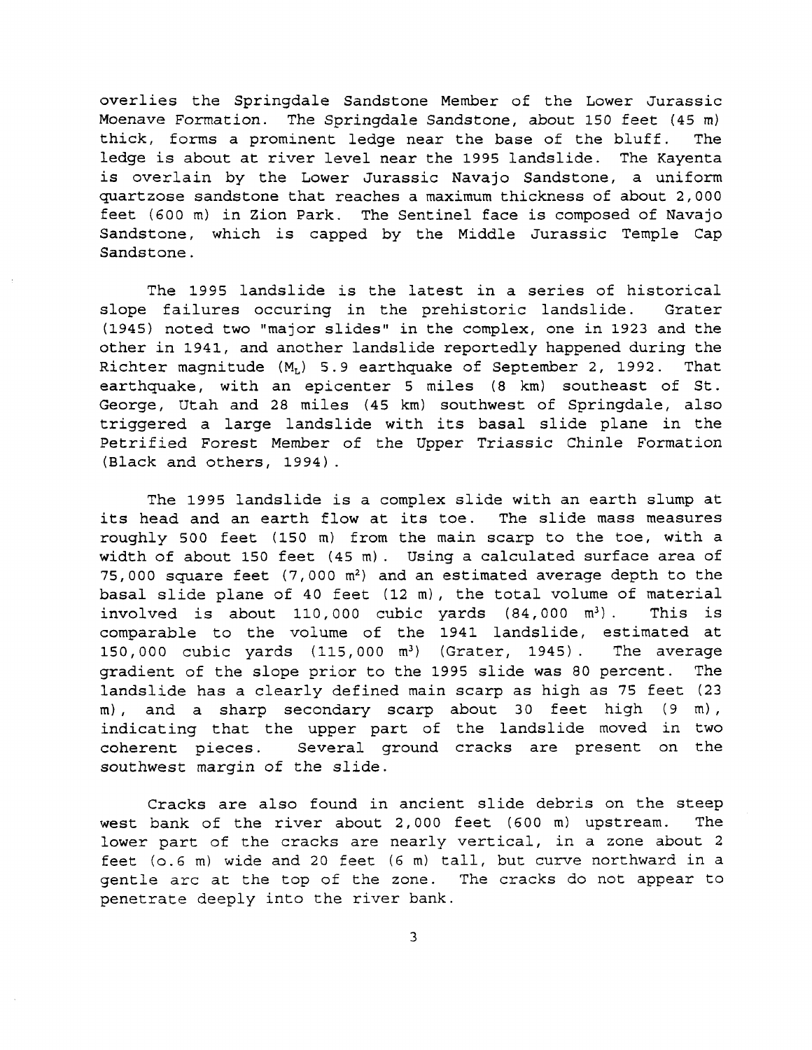overlies the Springdale Sandstone Member of the Lower Jurassic Moenave Formation. The Springdale Sandstone, about 150 feet (45 m) thick, forms a prominent ledge near the base of the bluff. The ledge is about at river level near the 1995 landslide. The Kayenta is overlain by the Lower Jurassic Navajo Sandstone, a uniform quartzose sandstone that reaches a maximum thickness of about 2,000 feet (600 m) in Zion Park. The Sentinel face is composed of Navajo Sandstone, which is capped by the Middle Jurassic Temple Cap Sandstone.

The 1995 landslide is the latest in a series of historical slope failures occuring in the prehistoric landslide. Grater (1945) noted two "major slides" in the complex, one in 1923 and the other in 1941, and another landslide reportedly happened during the Richter magnitude ($M_L$) 5.9 earthquake of September 2, 1992. That earthquake, with an epicenter 5 miles (8 km) southeast of St. George, Utah and 28 miles (45 km) southwest of Springdale, also triggered a large landslide with its basal slide plane in the Petrified Forest Member of the Upper Triassic Chinle Formation (Black and others, 1994).

The 1995 landslide is a complex slide with an earth slump at its head and an earth flow at its toe. The slide mass measures roughly 500 feet (150 m) from the main scarp to the toe, with a width of about 150 feet (45 m). Using a calculated surface area of 75,000 square feet (7,000 $m^2$) and an estimated average depth to the basal slide plane of 40 feet (12 m), the total volume of material involved is about 110,000 cubic yards (84,000 $m^3$). This is comparable to the volume of the 1941 landslide, estimated at 150,000 cubic yards (115,000 $m^3$) (Grater, 1945). The average gradient of the slope prior to the 1995 slide was 80 percent. The landslide has a clearly defined main scarp as high as 75 feet (23 m), and a sharp secondary scarp about 30 feet high (9 m), indicating that the upper part of the landslide moved in two coherent pieces. Several ground cracks are present on the southwest margin of the slide.

Cracks are also found in ancient slide debris on the steep west bank of the river about 2,000 feet (600 m) upstream. The lower part of the cracks are nearly vertical, in a zone about 2 feet (o.6 m) wide and 20 feet (6 m) tall, but curve northward in a gentle arc at the top of the zone. The cracks do not appear to penetrate deeply into the river bank.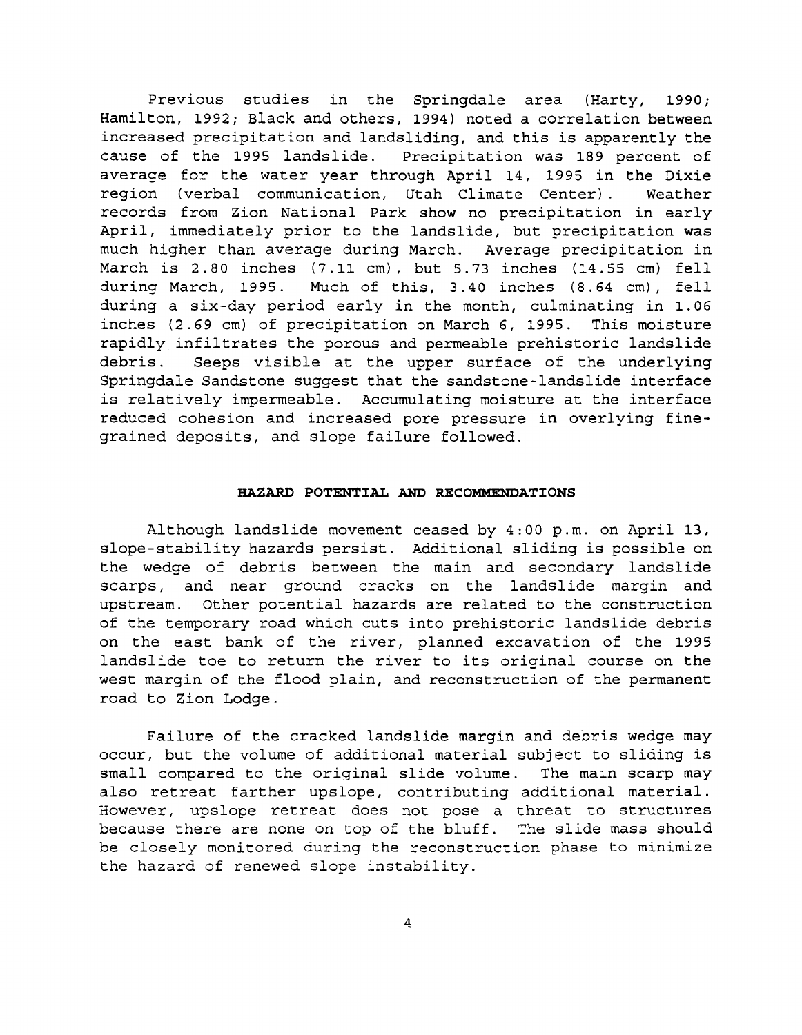Previous studies in the Springdale area (Harty, 1990; Hamilton, 1992; Black and others, 1994) noted a correlation between increased precipitation and landsliding, and this is apparently the cause of the 1995 landslide. Precipitation was 189 percent of average for the water year through April 14, 1995 in the Dixie region (verbal communication, Utah Climate Center). Weather records from Zion National Park show no precipitation in early April, immediately prior to the landslide, but precipitation was much higher than average during March. Average precipitation in March is 2.80 inches (7.11 cm), but 5.73 inches (14.55 cm) fell during March, 1995. Much of this, 3.40 inches (8.64 cm), fell during a six-day period early in the month, culminating in 1.06 inches (2.69 cm) of precipitation on March 6, 1995. This moisture rapidly infiltrates the porous and permeable prehistoric landslide debris. Seeps visible at the upper surface of the underlying Springdale Sandstone suggest that the sandstone-landslide interface is relatively impermeable. Accumulating moisture at the interface reduced cohesion and increased pore pressure in overlying fine-grained deposits, and slope failure followed.

## HAZARD POTENTIAL AND RECOMMENDATIONS

Although landslide movement ceased by 4:00 p.m. on April 13, slope-stability hazards persist. Additional sliding is possible on the wedge of debris between the main and secondary landslide scarps, and near ground cracks on the landslide margin and upstream. Other potential hazards are related to the construction of the temporary road which cuts into prehistoric landslide debris on the east bank of the river, planned excavation of the 1995 landslide toe to return the river to its original course on the west margin of the flood plain, and reconstruction of the permanent road to Zion Lodge.

Failure of the cracked landslide margin and debris wedge may occur, but the volume of additional material subject to sliding is small compared to the original slide volume. The main scarp may also retreat farther upslope, contributing additional material. However, upslope retreat does not pose a threat to structures because there are none on top of the bluff. The slide mass should be closely monitored during the reconstruction phase to minimize the hazard of renewed slope instability.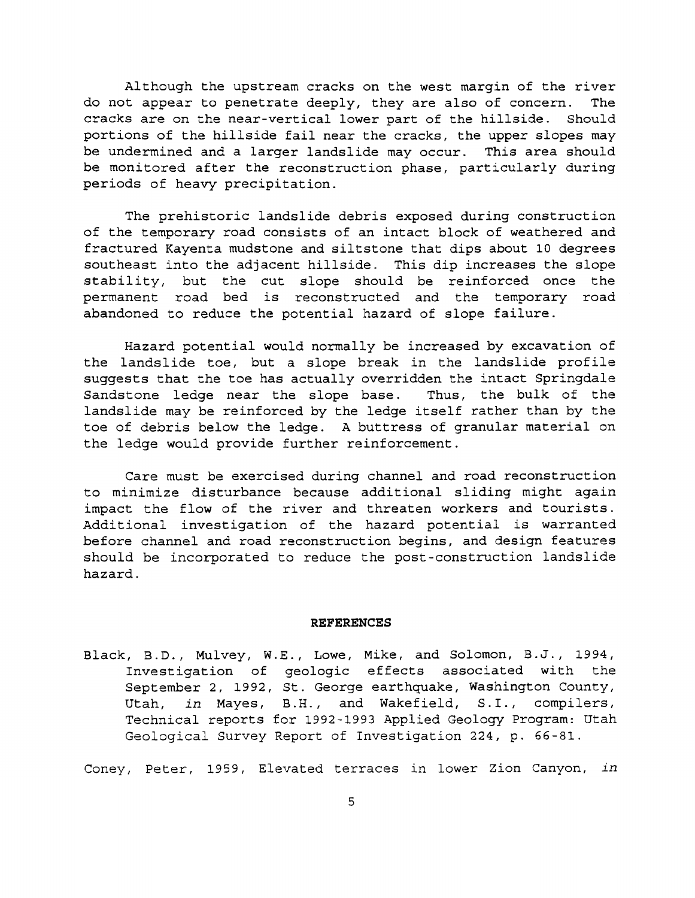Although the upstream cracks on the west margin of the river do not appear to penetrate deeply, they are also of concern. The cracks are on the near-vertical lower part of the hillside. Should portions of the hillside fail near the cracks, the upper slopes may be undermined and a larger landslide may occur. This area should be monitored after the reconstruction phase, particularly during periods of heavy precipitation.

The prehistoric landslide debris exposed during construction of the temporary road consists of an intact block of weathered and fractured Kayenta mudstone and siltstone that dips about 10 degrees southeast into the adjacent hillside. This dip increases the slope stability, but the cut slope should be reinforced once the permanent road bed is reconstructed and the temporary road abandoned to reduce the potential hazard of slope failure.

Hazard potential would normally be increased by excavation of the landslide toe, but a slope break in the landslide profile suggests that the toe has actually overridden the intact Springdale Sandstone ledge near the slope base. Thus, the bulk of the landslide may be reinforced by the ledge itself rather than by the toe of debris below the ledge. A buttress of granular material on the ledge would provide further reinforcement.

Care must be exercised during channel and road reconstruction to minimize disturbance because additional sliding might again impact the flow of the river and threaten workers and tourists. Additional investigation of the hazard potential is warranted before channel and road reconstruction begins, and design features should be incorporated to reduce the post-construction landslide hazard.

## REFERENCES

Black, B.D., Mulvey, W.E., Lowe, Mike, and Solomon, B.J., 1994, Investigation of geologic effects associated with the September 2, 1992, St. George earthquake, Washington County, Utah, *in* Mayes, B.H., and Wakefield, S.I., compilers, Technical reports for 1992-1993 Applied Geology Program: Utah Geological Survey Report of Investigation 224, p. 66-81.

Coney, Peter, 1959, Elevated terraces in lower Zion Canyon, *in*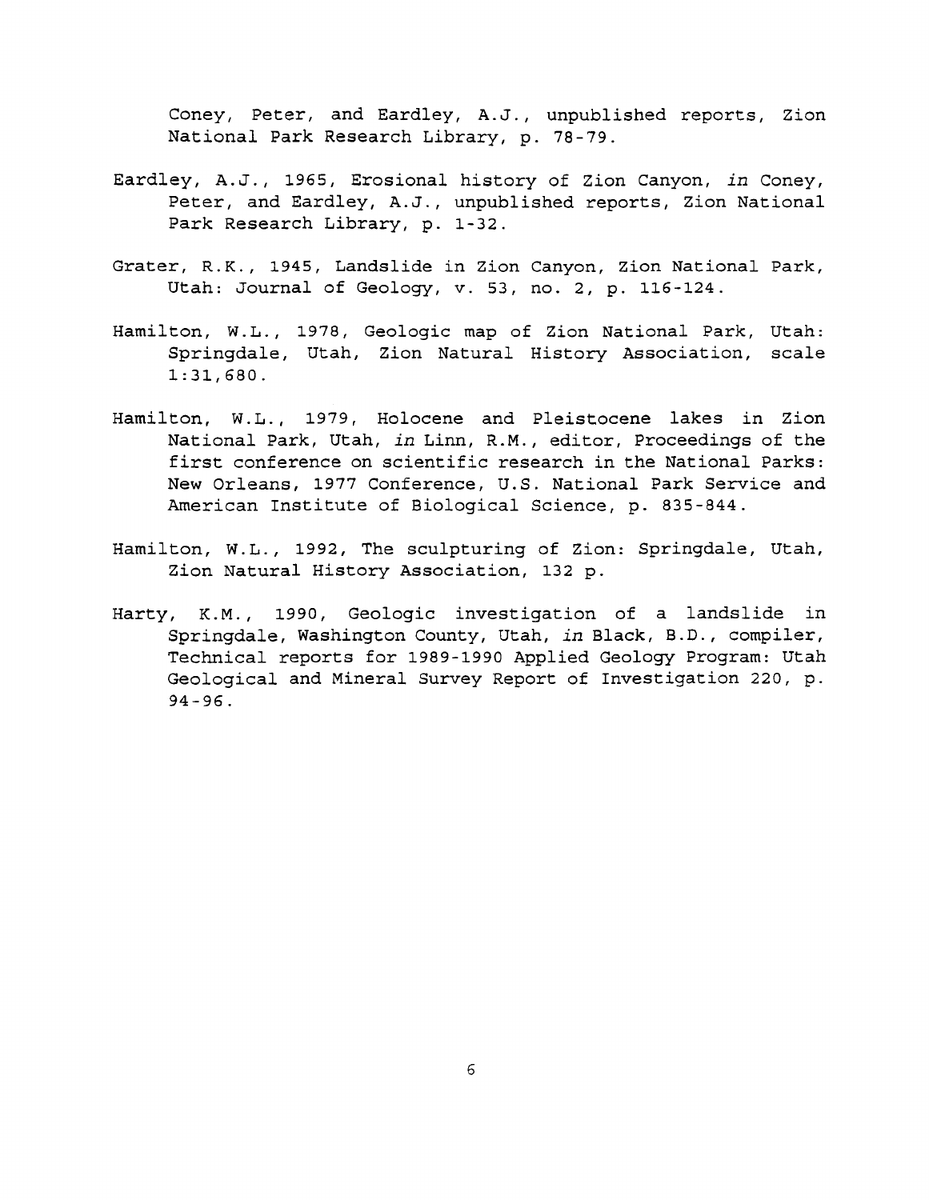Coney, Peter, and Eardley, A.J., unpublished reports, Zion National Park Research Library, p. 78-79.

Eardley, A.J., 1965, Erosional history of Zion Canyon, *in* Coney, Peter, and Eardley, A.J., unpublished reports, Zion National Park Research Library, p. 1-32.

Grater, R.K., 1945, Landslide in Zion Canyon, Zion National Park, Utah: Journal of Geology, v. 53, no. 2, p. 116-124.

Hamilton, W.L., 1978, Geologic map of Zion National Park, Utah: Springdale, Utah, Zion Natural History Association, scale 1:31,680.

Hamilton, W.L., 1979, Holocene and Pleistocene lakes in Zion National Park, Utah, *in* Linn, R.M., editor, Proceedings of the first conference on scientific research in the National Parks: New Orleans, 1977 Conference, U.S. National Park Service and American Institute of Biological Science, p. 835-844.

Hamilton, W.L., 1992, The sculpturing of Zion: Springdale, Utah, Zion Natural History Association, 132 p.

Harty, K.M., 1990, Geologic investigation of a landslide in Springdale, Washington County, Utah, *in* Black, B.D., compiler, Technical reports for 1989-1990 Applied Geology Program: Utah Geological and Mineral Survey Report of Investigation 220, p. 94-96.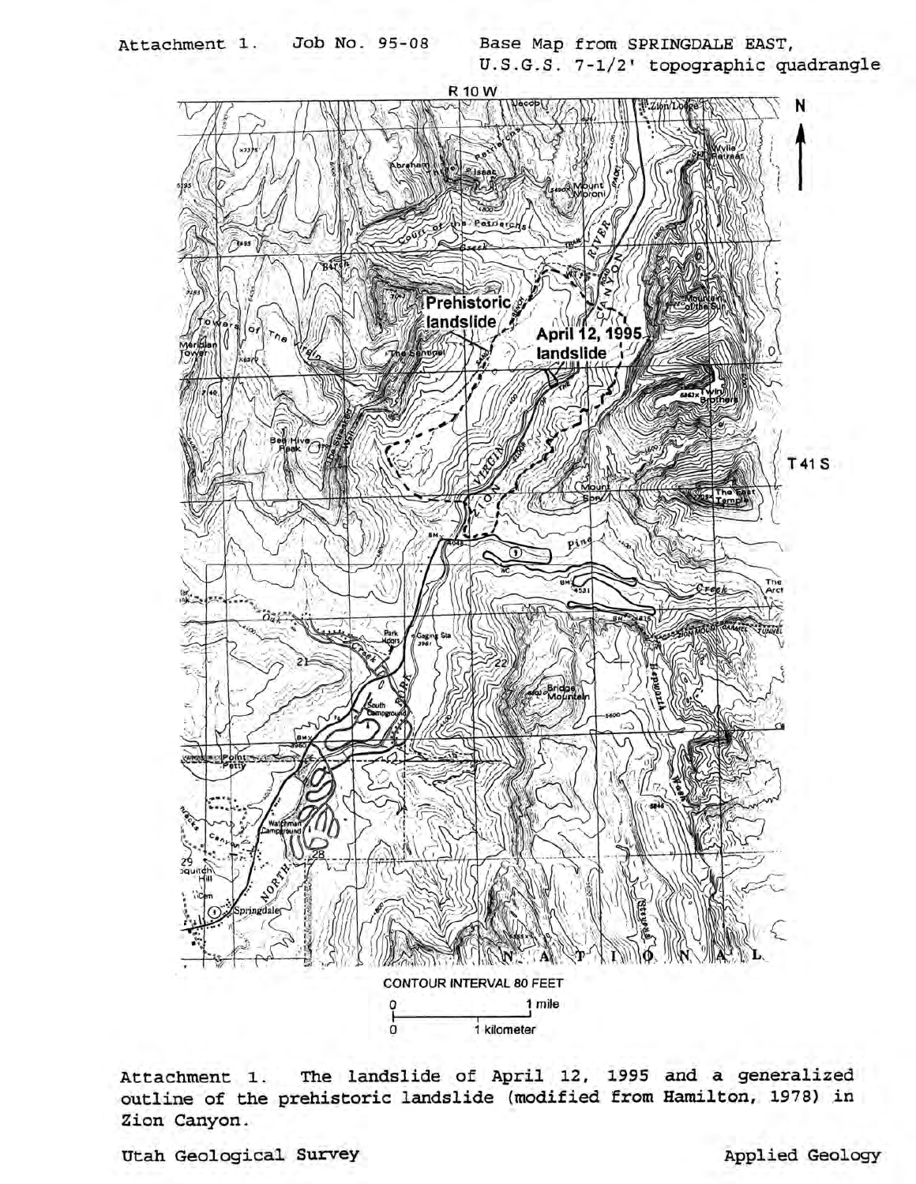Attachment 1. Job No. 95-08 Base Map from SPRINGDALE EAST, U.S.G.S. 7-1/2' topographic quadrangle

R 10 W

N

Prehistoric landslide

April 12, 1995 landslide

T 41 S

CONTOUR INTERVAL 80 FEET

0 1 mile

0 1 kilometer

Attachment 1. The landslide of April 12, 1995 and a generalized outline of the prehistoric landslide (modified from Hamilton, 1978) in Zion Canyon.

Utah Geological Survey Applied Geology